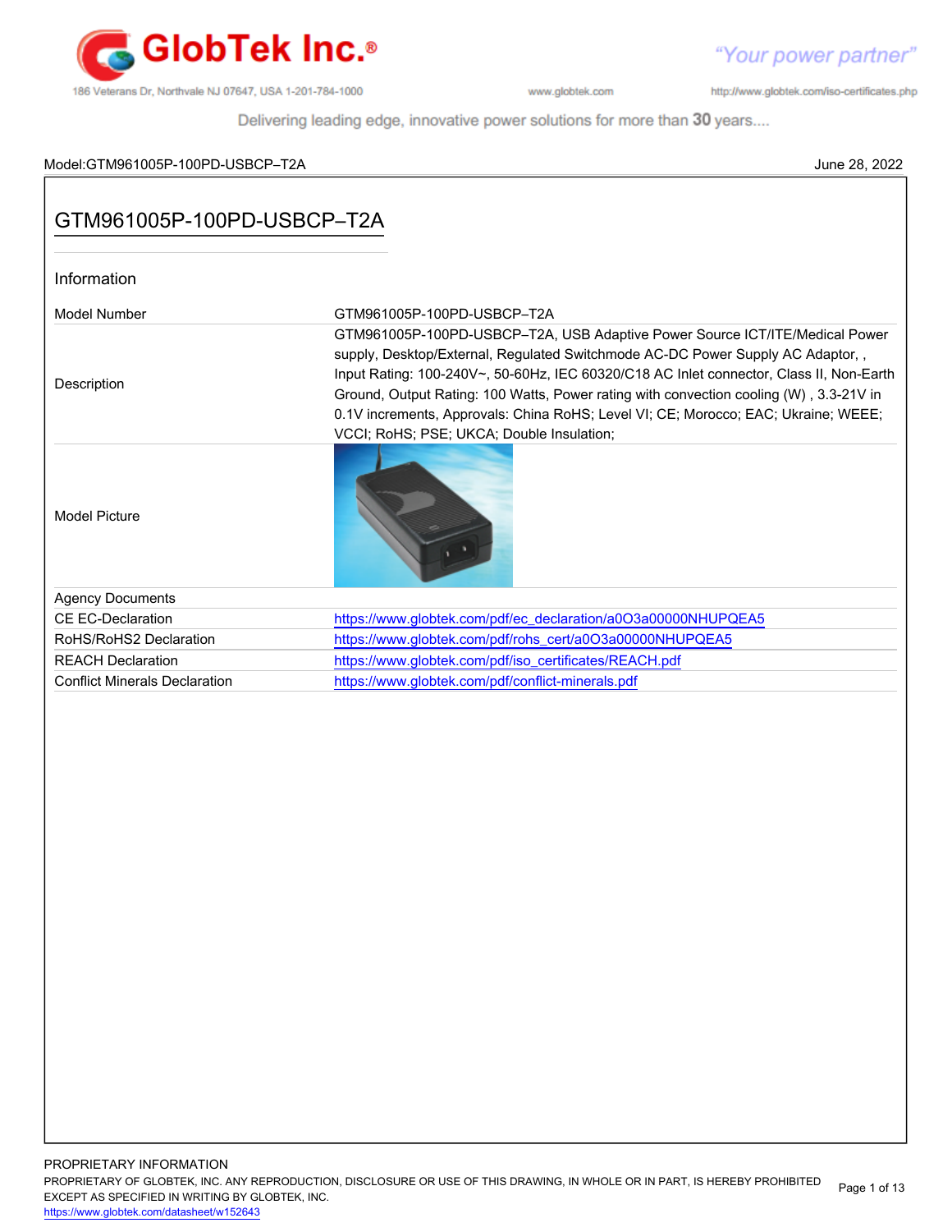GlobTek Inc.® "Your power partner"

186 Veterans Dr, Northvale NJ 07647, USA 1-201-784-1000 | www.globtek.com | http://www.globtek.com/iso-certificates.php

Delivering leading edge, innovative power solutions for more than 30 years....

Model:GTM961005P-100PD-USBCP–T2A June 28, 2022

# GTM961005P-100PD-USBCP–T2A

## Information

| | |
|---|---|
| Model Number | GTM961005P-100PD-USBCP–T2A |
| Description | GTM961005P-100PD-USBCP–T2A, USB Adaptive Power Source ICT/ITE/Medical Power supply, Desktop/External, Regulated Switchmode AC-DC Power Supply AC Adaptor, , Input Rating: 100-240V~, 50-60Hz, IEC 60320/C18 AC Inlet connector, Class II, Non-Earth Ground, Output Rating: 100 Watts, Power rating with convection cooling (W) , 3.3-21V in 0.1V increments, Approvals: China RoHS; Level VI; CE; Morocco; EAC; Ukraine; WEEE; VCCI; RoHS; PSE; UKCA; Double Insulation; |
| Model Picture | |
| Agency Documents | |
| CE EC-Declaration | https://www.globtek.com/pdf/ec_declaration/a0O3a00000NHUPQEA5 |
| RoHS/RoHS2 Declaration | https://www.globtek.com/pdf/rohs_cert/a0O3a00000NHUPQEA5 |
| REACH Declaration | https://www.globtek.com/pdf/iso_certificates/REACH.pdf |
| Conflict Minerals Declaration | https://www.globtek.com/pdf/conflict-minerals.pdf |

PROPRIETARY INFORMATION
PROPRIETARY OF GLOBTEK, INC. ANY REPRODUCTION, DISCLOSURE OR USE OF THIS DRAWING, IN WHOLE OR IN PART, IS HEREBY PROHIBITED EXCEPT AS SPECIFIED IN WRITING BY GLOBTEK, INC.
https://www.globtek.com/datasheet/w152643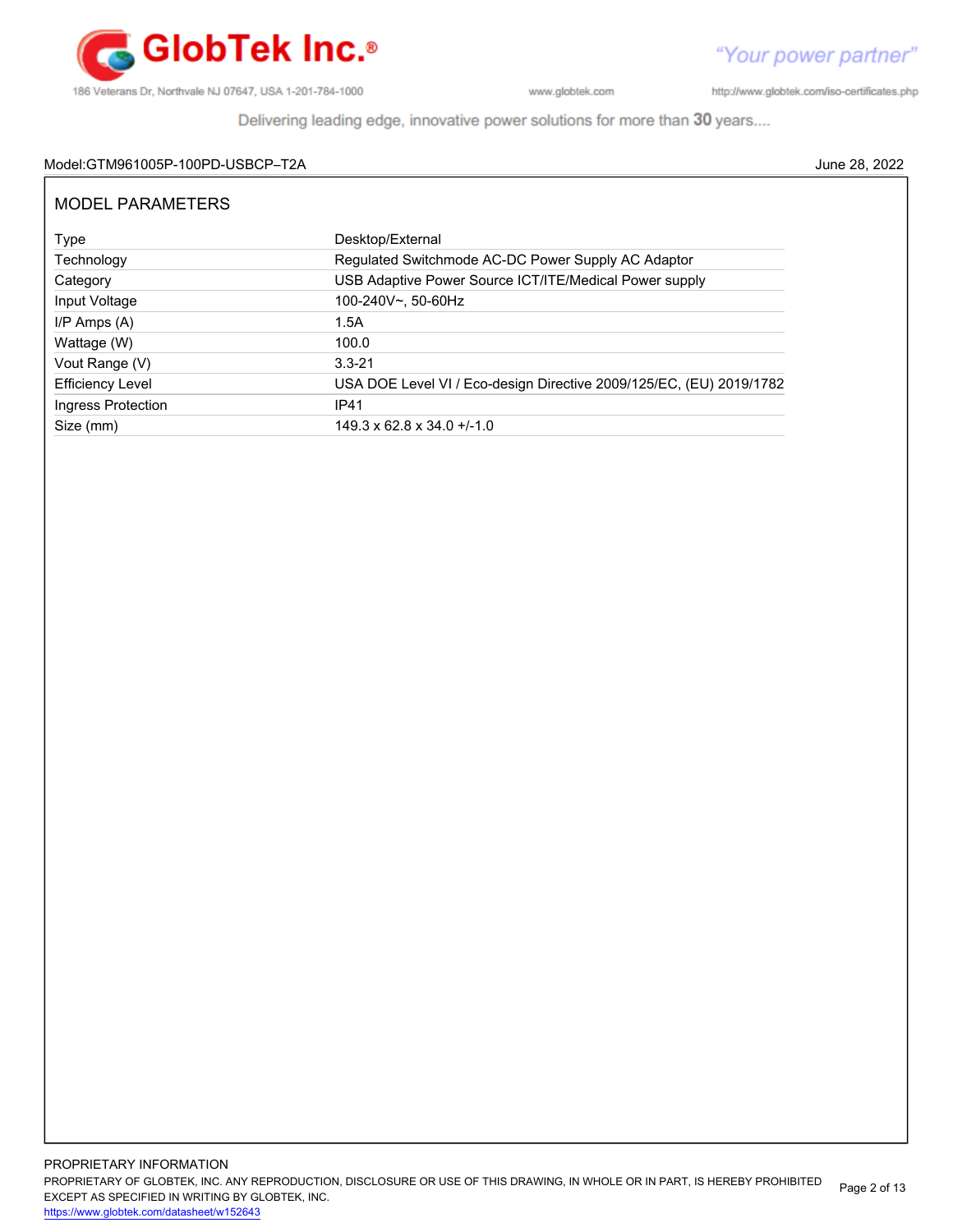Model:GTM961005P-100PD-USBCP–T2A

June 28, 2022

## MODEL PARAMETERS

| | |
|---|---|
| Type | Desktop/External |
| Technology | Regulated Switchmode AC-DC Power Supply AC Adaptor |
| Category | USB Adaptive Power Source ICT/ITE/Medical Power supply |
| Input Voltage | 100-240V~, 50-60Hz |
| I/P Amps (A) | 1.5A |
| Wattage (W) | 100.0 |
| Vout Range (V) | 3.3-21 |
| Efficiency Level | USA DOE Level VI / Eco-design Directive 2009/125/EC, (EU) 2019/1782 |
| Ingress Protection | IP41 |
| Size (mm) | 149.3 x 62.8 x 34.0 +/-1.0 |

PROPRIETARY INFORMATION
PROPRIETARY OF GLOBTEK, INC. ANY REPRODUCTION, DISCLOSURE OR USE OF THIS DRAWING, IN WHOLE OR IN PART, IS HEREBY PROHIBITED EXCEPT AS SPECIFIED IN WRITING BY GLOBTEK, INC.
https://www.globtek.com/datasheet/w152643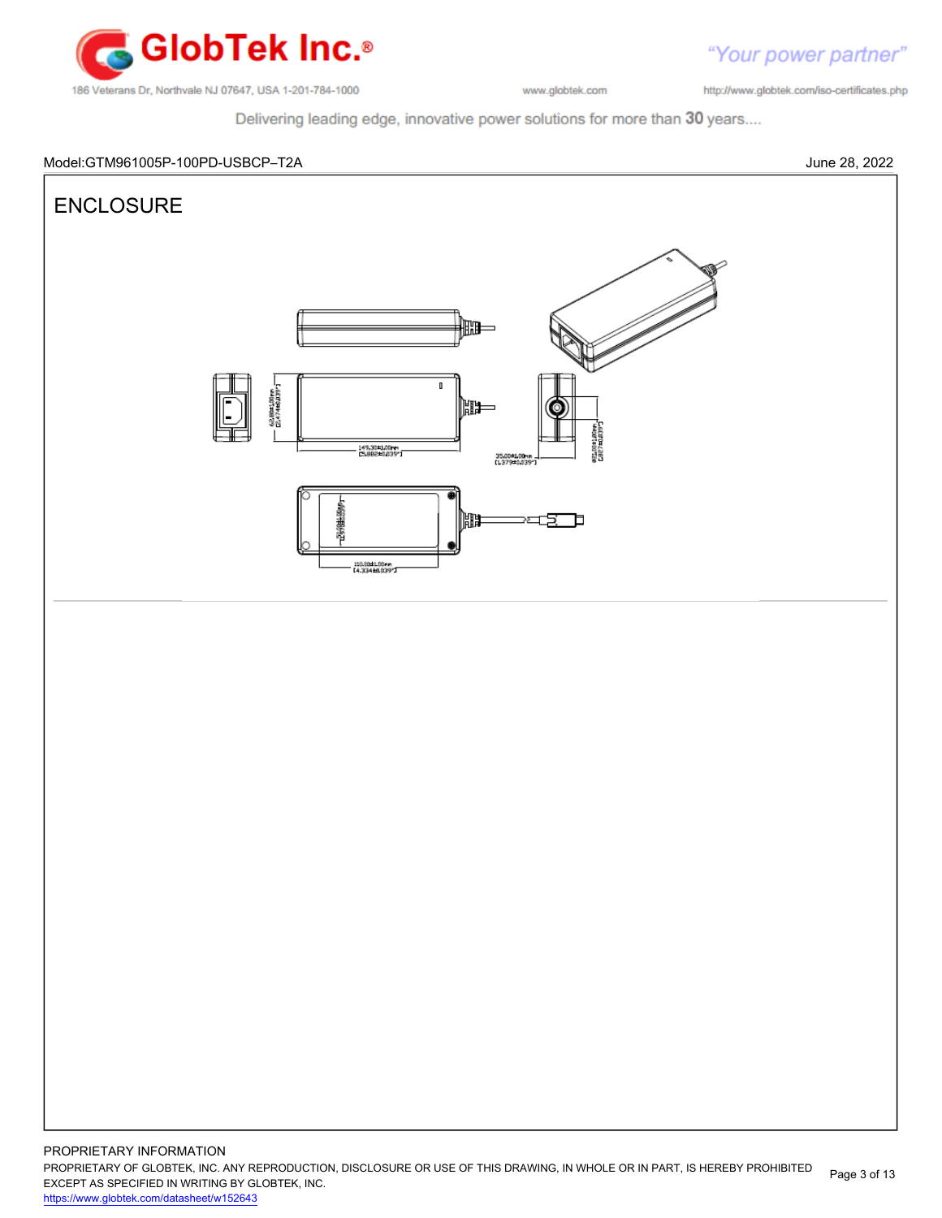Model:GTM961005P-100PD-USBCP–T2A

June 28, 2022

# ENCLOSURE

PROPRIETARY INFORMATION

PROPRIETARY OF GLOBTEK, INC. ANY REPRODUCTION, DISCLOSURE OR USE OF THIS DRAWING, IN WHOLE OR IN PART, IS HEREBY PROHIBITED EXCEPT AS SPECIFIED IN WRITING BY GLOBTEK, INC.

https://www.globtek.com/datasheet/w152643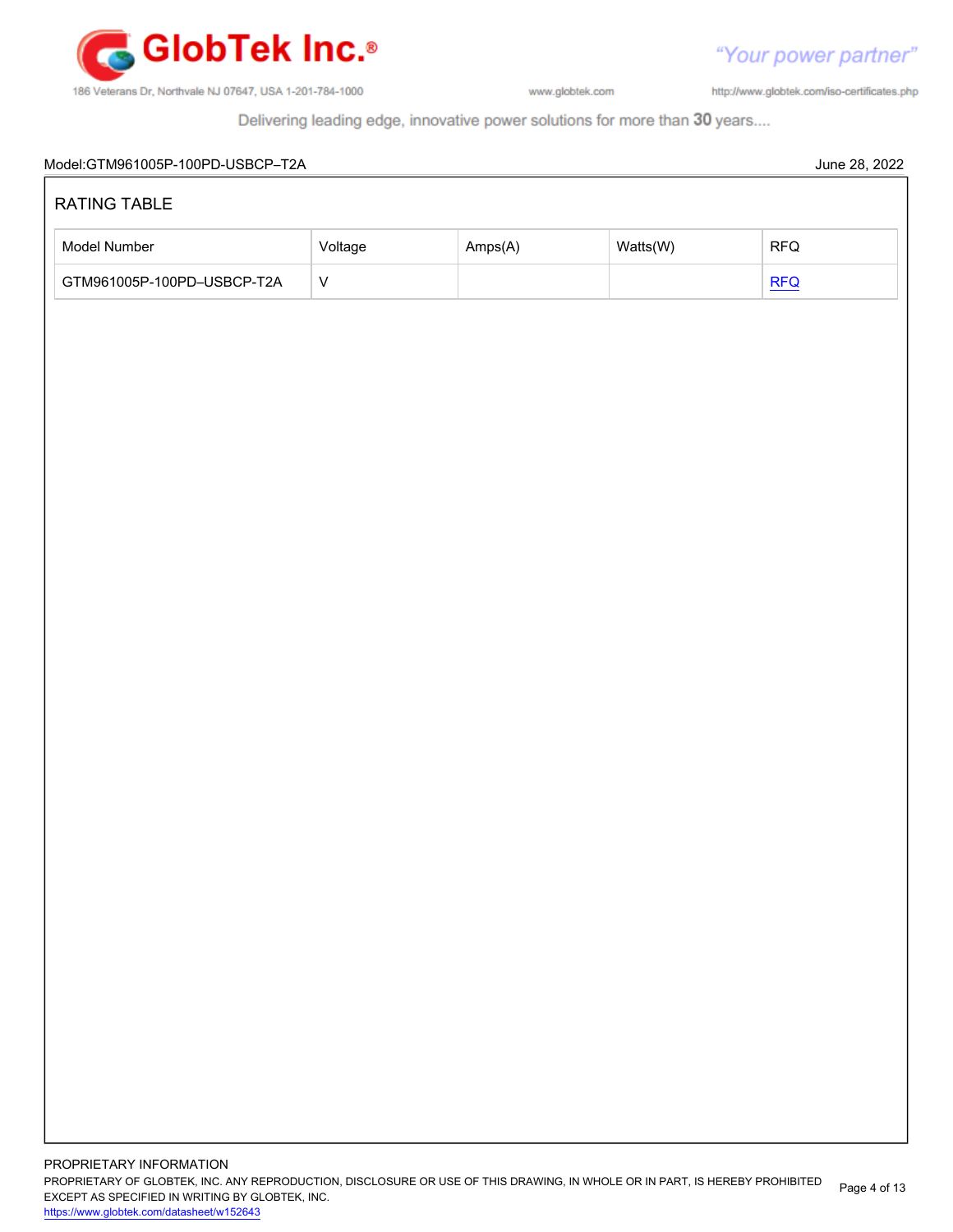Model:GTM961005P-100PD-USBCP–T2A June 28, 2022

## RATING TABLE

| Model Number | Voltage | Amps(A) | Watts(W) | RFQ |
|---|---|---|---|---|
| GTM961005P-100PD–USBCP-T2A | V | | | RFQ |

PROPRIETARY INFORMATION
PROPRIETARY OF GLOBTEK, INC. ANY REPRODUCTION, DISCLOSURE OR USE OF THIS DRAWING, IN WHOLE OR IN PART, IS HEREBY PROHIBITED EXCEPT AS SPECIFIED IN WRITING BY GLOBTEK, INC.
https://www.globtek.com/datasheet/w152643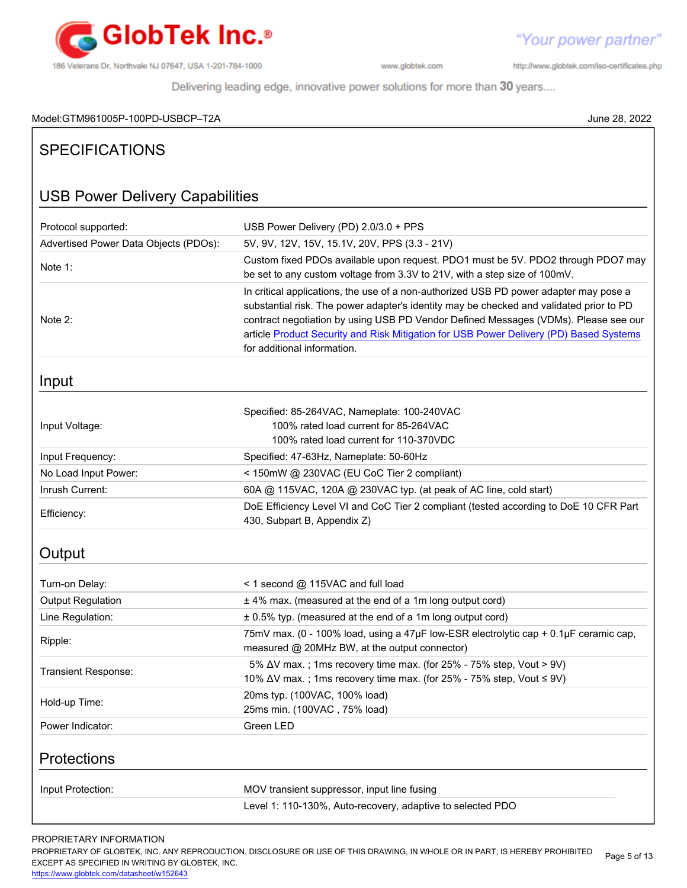Model:GTM961005P-100PD-USBCP–T2A

June 28, 2022

# SPECIFICATIONS

## USB Power Delivery Capabilities

| | |
|---|---|
| Protocol supported: | USB Power Delivery (PD) 2.0/3.0 + PPS |
| Advertised Power Data Objects (PDOs): | 5V, 9V, 12V, 15V, 15.1V, 20V, PPS (3.3 - 21V) |
| Note 1: | Custom fixed PDOs available upon request. PDO1 must be 5V. PDO2 through PDO7 may be set to any custom voltage from 3.3V to 21V, with a step size of 100mV. |
| Note 2: | In critical applications, the use of a non-authorized USB PD power adapter may pose a substantial risk. The power adapter's identity may be checked and validated prior to PD contract negotiation by using USB PD Vendor Defined Messages (VDMs). Please see our article Product Security and Risk Mitigation for USB Power Delivery (PD) Based Systems for additional information. |

## Input

| | |
|---|---|
| Input Voltage: | Specified: 85-264VAC, Nameplate: 100-240VAC<br>100% rated load current for 85-264VAC<br>100% rated load current for 110-370VDC |
| Input Frequency: | Specified: 47-63Hz, Nameplate: 50-60Hz |
| No Load Input Power: | < 150mW @ 230VAC (EU CoC Tier 2 compliant) |
| Inrush Current: | 60A @ 115VAC, 120A @ 230VAC typ. (at peak of AC line, cold start) |
| Efficiency: | DoE Efficiency Level VI and CoC Tier 2 compliant (tested according to DoE 10 CFR Part 430, Subpart B, Appendix Z) |

## Output

| | |
|---|---|
| Turn-on Delay: | < 1 second @ 115VAC and full load |
| Output Regulation | ± 4% max. (measured at the end of a 1m long output cord) |
| Line Regulation: | ± 0.5% typ. (measured at the end of a 1m long output cord) |
| Ripple: | 75mV max. (0 - 100% load, using a 47µF low-ESR electrolytic cap + 0.1µF ceramic cap, measured @ 20MHz BW, at the output connector) |
| Transient Response: | 5% ΔV max. ; 1ms recovery time max. (for 25% - 75% step, Vout > 9V)<br>10% ΔV max. ; 1ms recovery time max. (for 25% - 75% step, Vout ≤ 9V) |
| Hold-up Time: | 20ms typ. (100VAC, 100% load)<br>25ms min. (100VAC , 75% load) |
| Power Indicator: | Green LED |

## Protections

| | |
|---|---|
| Input Protection: | MOV transient suppressor, input line fusing |
| | Level 1: 110-130%, Auto-recovery, adaptive to selected PDO |

PROPRIETARY INFORMATION
PROPRIETARY OF GLOBTEK, INC. ANY REPRODUCTION, DISCLOSURE OR USE OF THIS DRAWING, IN WHOLE OR IN PART, IS HEREBY PROHIBITED EXCEPT AS SPECIFIED IN WRITING BY GLOBTEK, INC.
https://www.globtek.com/datasheet/w152643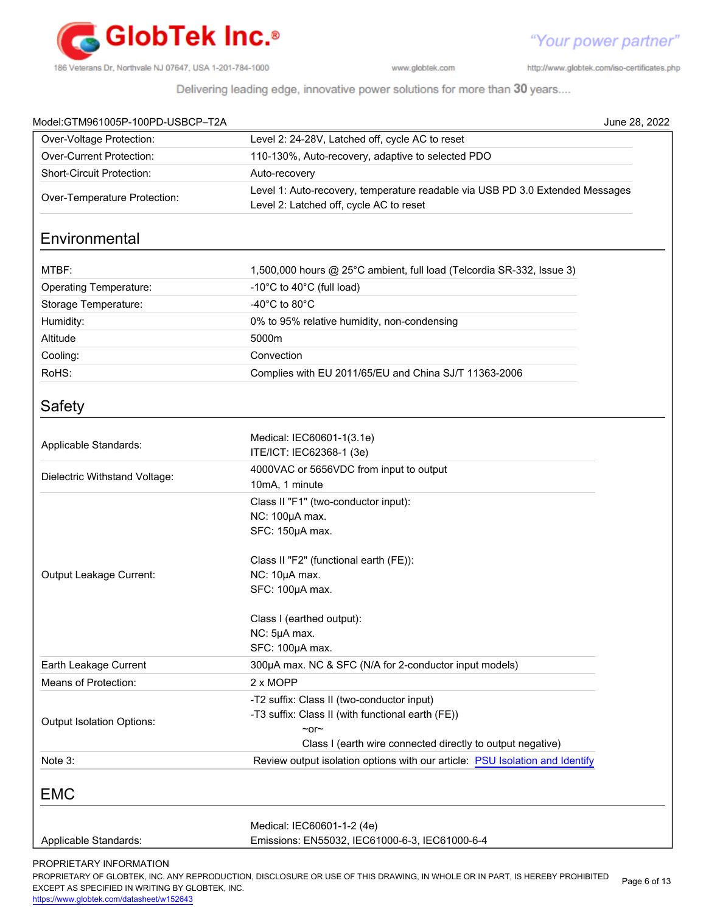Model:GTM961005P-100PD-USBCP–T2A June 28, 2022

| | |
|---|---|
| Over-Voltage Protection: | Level 2: 24-28V, Latched off, cycle AC to reset |
| Over-Current Protection: | 110-130%, Auto-recovery, adaptive to selected PDO |
| Short-Circuit Protection: | Auto-recovery |
| Over-Temperature Protection: | Level 1: Auto-recovery, temperature readable via USB PD 3.0 Extended Messages<br>Level 2: Latched off, cycle AC to reset |

## Environmental

| | |
|---|---|
| MTBF: | 1,500,000 hours @ 25°C ambient, full load (Telcordia SR-332, Issue 3) |
| Operating Temperature: | -10°C to 40°C (full load) |
| Storage Temperature: | -40°C to 80°C |
| Humidity: | 0% to 95% relative humidity, non-condensing |
| Altitude | 5000m |
| Cooling: | Convection |
| RoHS: | Complies with EU 2011/65/EU and China SJ/T 11363-2006 |

## Safety

| | |
|---|---|
| Applicable Standards: | Medical: IEC60601-1(3.1e)<br>ITE/ICT: IEC62368-1 (3e) |
| Dielectric Withstand Voltage: | 4000VAC or 5656VDC from input to output<br>10mA, 1 minute |
| Output Leakage Current: | Class II "F1" (two-conductor input):<br>NC: 100μA max.<br>SFC: 150μA max.<br><br>Class II "F2" (functional earth (FE)):<br>NC: 10μA max.<br>SFC: 100μA max.<br><br>Class I (earthed output):<br>NC: 5μA max.<br>SFC: 100μA max. |
| Earth Leakage Current | 300μA max. NC & SFC (N/A for 2-conductor input models) |
| Means of Protection: | 2 x MOPP |
| Output Isolation Options: | -T2 suffix: Class II (two-conductor input)<br>-T3 suffix: Class II (with functional earth (FE))<br>~or~<br>Class I (earth wire connected directly to output negative) |
| Note 3: | Review output isolation options with our article: PSU Isolation and Identify |

## EMC

| | |
|---|---|
| Applicable Standards: | Medical: IEC60601-1-2 (4e)<br>Emissions: EN55032, IEC61000-6-3, IEC61000-6-4 |

PROPRIETARY INFORMATION
PROPRIETARY OF GLOBTEK, INC. ANY REPRODUCTION, DISCLOSURE OR USE OF THIS DRAWING, IN WHOLE OR IN PART, IS HEREBY PROHIBITED EXCEPT AS SPECIFIED IN WRITING BY GLOBTEK, INC.
https://www.globtek.com/datasheet/w152643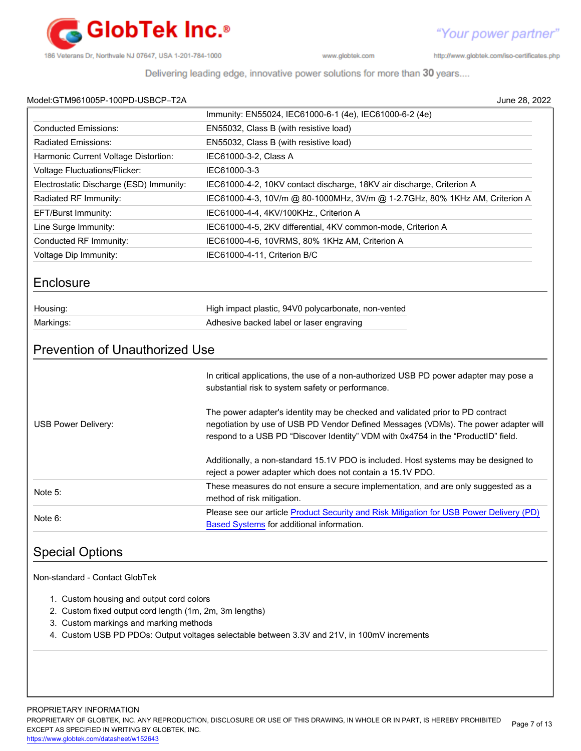Model:GTM961005P-100PD-USBCP–T2A June 28, 2022

| | |
|---|---|
| | Immunity: EN55024, IEC61000-6-1 (4e), IEC61000-6-2 (4e) |
| Conducted Emissions: | EN55032, Class B (with resistive load) |
| Radiated Emissions: | EN55032, Class B (with resistive load) |
| Harmonic Current Voltage Distortion: | IEC61000-3-2, Class A |
| Voltage Fluctuations/Flicker: | IEC61000-3-3 |
| Electrostatic Discharge (ESD) Immunity: | IEC61000-4-2, 10KV contact discharge, 18KV air discharge, Criterion A |
| Radiated RF Immunity: | IEC61000-4-3, 10V/m @ 80-1000MHz, 3V/m @ 1-2.7GHz, 80% 1KHz AM, Criterion A |
| EFT/Burst Immunity: | IEC61000-4-4, 4KV/100KHz., Criterion A |
| Line Surge Immunity: | IEC61000-4-5, 2KV differential, 4KV common-mode, Criterion A |
| Conducted RF Immunity: | IEC61000-4-6, 10VRMS, 80% 1KHz AM, Criterion A |
| Voltage Dip Immunity: | IEC61000-4-11, Criterion B/C |

## Enclosure

| | |
|---|---|
| Housing: | High impact plastic, 94V0 polycarbonate, non-vented |
| Markings: | Adhesive backed label or laser engraving |

## Prevention of Unauthorized Use

| | |
|---|---|
| USB Power Delivery: | In critical applications, the use of a non-authorized USB PD power adapter may pose a substantial risk to system safety or performance.<br><br>The power adapter's identity may be checked and validated prior to PD contract negotiation by use of USB PD Vendor Defined Messages (VDMs). The power adapter will respond to a USB PD “Discover Identity” VDM with 0x4754 in the “ProductID” field.<br><br>Additionally, a non-standard 15.1V PDO is included. Host systems may be designed to reject a power adapter which does not contain a 15.1V PDO. |
| Note 5: | These measures do not ensure a secure implementation, and are only suggested as a method of risk mitigation. |
| Note 6: | Please see our article [Product Security and Risk Mitigation for USB Power Delivery (PD) Based Systems]() for additional information. |

## Special Options

Non-standard - Contact GlobTek

1. Custom housing and output cord colors
2. Custom fixed output cord length (1m, 2m, 3m lengths)
3. Custom markings and marking methods
4. Custom USB PD PDOs: Output voltages selectable between 3.3V and 21V, in 100mV increments

PROPRIETARY INFORMATION
PROPRIETARY OF GLOBTEK, INC. ANY REPRODUCTION, DISCLOSURE OR USE OF THIS DRAWING, IN WHOLE OR IN PART, IS HEREBY PROHIBITED EXCEPT AS SPECIFIED IN WRITING BY GLOBTEK, INC.
https://www.globtek.com/datasheet/w152643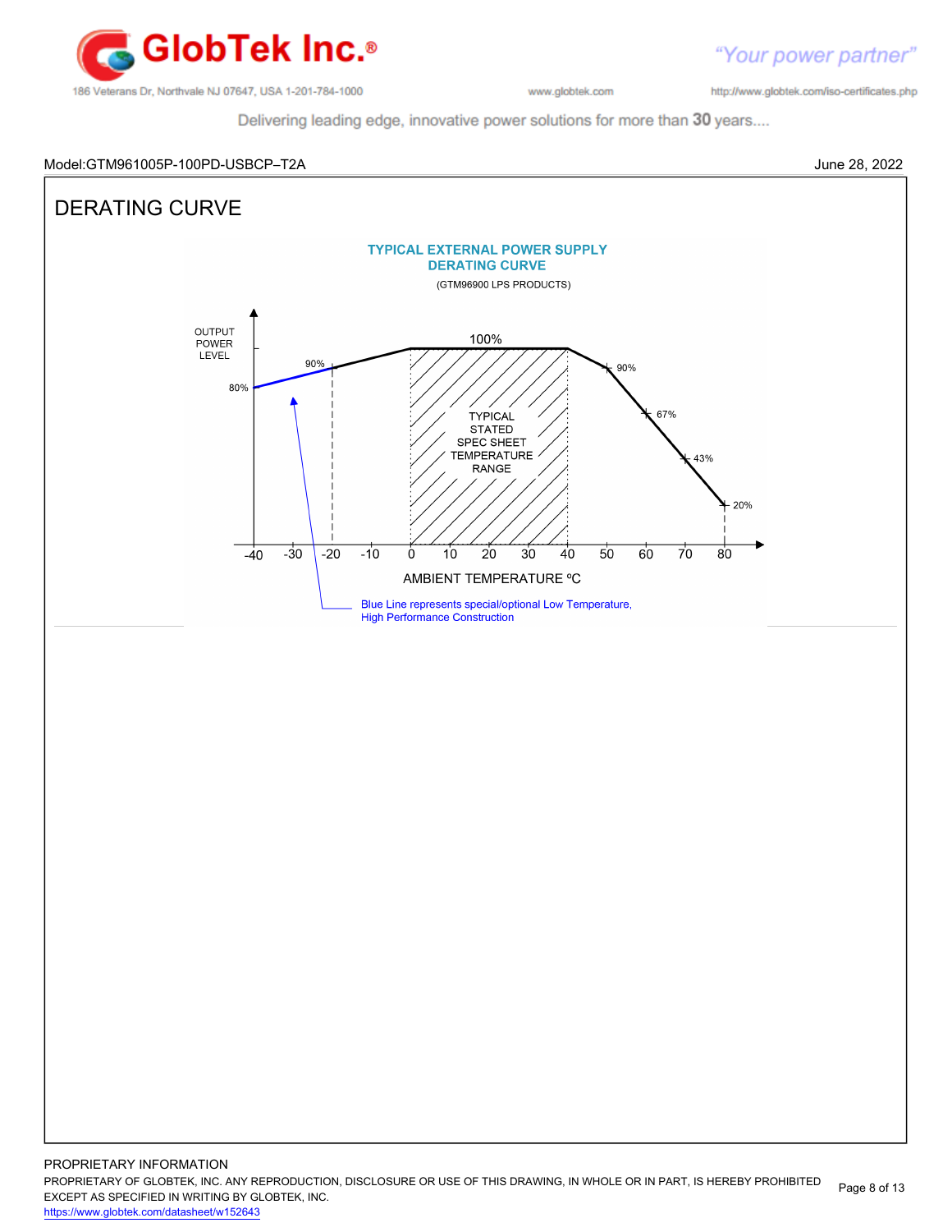Model:GTM961005P-100PD-USBCP–T2A

June 28, 2022

# DERATING CURVE

TYPICAL EXTERNAL POWER SUPPLY
DERATING CURVE

(GTM96900 LPS PRODUCTS)

OUTPUT POWER LEVEL

80%

90%

100%

90%

67%

43%

20%

TYPICAL STATED SPEC SHEET TEMPERATURE RANGE

-40 -30 -20 -10 0 10 20 30 40 50 60 70 80

AMBIENT TEMPERATURE ºC

Blue Line represents special/optional Low Temperature, High Performance Construction

PROPRIETARY INFORMATION

PROPRIETARY OF GLOBTEK, INC. ANY REPRODUCTION, DISCLOSURE OR USE OF THIS DRAWING, IN WHOLE OR IN PART, IS HEREBY PROHIBITED EXCEPT AS SPECIFIED IN WRITING BY GLOBTEK, INC.

https://www.globtek.com/datasheet/w152643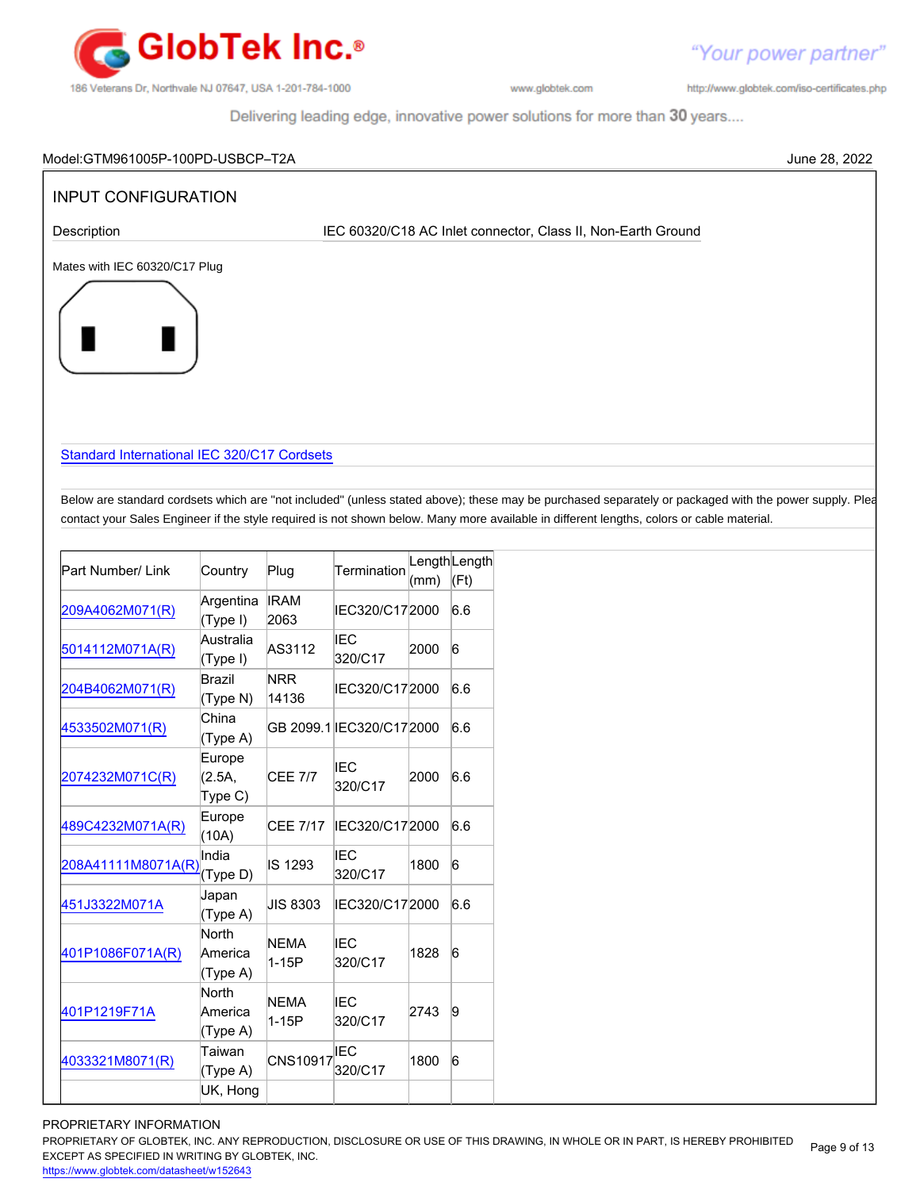Model:GTM961005P-100PD-USBCP–T2A

June 28, 2022

## INPUT CONFIGURATION

Description IEC 60320/C18 AC Inlet connector, Class II, Non-Earth Ground

Mates with IEC 60320/C17 Plug

Standard International IEC 320/C17 Cordsets

Below are standard cordsets which are "not included" (unless stated above); these may be purchased separately or packaged with the power supply. Plea contact your Sales Engineer if the style required is not shown below. Many more available in different lengths, colors or cable material.

| Part Number/ Link | Country | Plug | Termination | Length (mm) | Length (Ft) |
|---|---|---|---|---|---|
| 209A4062M071(R) | Argentina (Type I) | IRAM 2063 | IEC320/C17 | 2000 | 6.6 |
| 5014112M071A(R) | Australia (Type I) | AS3112 | IEC 320/C17 | 2000 | 6 |
| 204B4062M071(R) | Brazil (Type N) | NRR 14136 | IEC320/C17 | 2000 | 6.6 |
| 4533502M071(R) | China (Type A) | GB 2099.1 | IEC320/C17 | 2000 | 6.6 |
| 2074232M071C(R) | Europe (2.5A, Type C) | CEE 7/7 | IEC 320/C17 | 2000 | 6.6 |
| 489C4232M071A(R) | Europe (10A) | CEE 7/17 | IEC320/C17 | 2000 | 6.6 |
| 208A41111M8071A(R) | India (Type D) | IS 1293 | IEC 320/C17 | 1800 | 6 |
| 451J3322M071A | Japan (Type A) | JIS 8303 | IEC320/C17 | 2000 | 6.6 |
| 401P1086F071A(R) | North America (Type A) | NEMA 1-15P | IEC 320/C17 | 1828 | 6 |
| 401P1219F71A | North America (Type A) | NEMA 1-15P | IEC 320/C17 | 2743 | 9 |
| 4033321M8071(R) | Taiwan (Type A) | CNS10917 | IEC 320/C17 | 1800 | 6 |
| | UK, Hong | | | | |

PROPRIETARY INFORMATION

PROPRIETARY OF GLOBTEK, INC. ANY REPRODUCTION, DISCLOSURE OR USE OF THIS DRAWING, IN WHOLE OR IN PART, IS HEREBY PROHIBITED EXCEPT AS SPECIFIED IN WRITING BY GLOBTEK, INC.

https://www.globtek.com/datasheet/w152643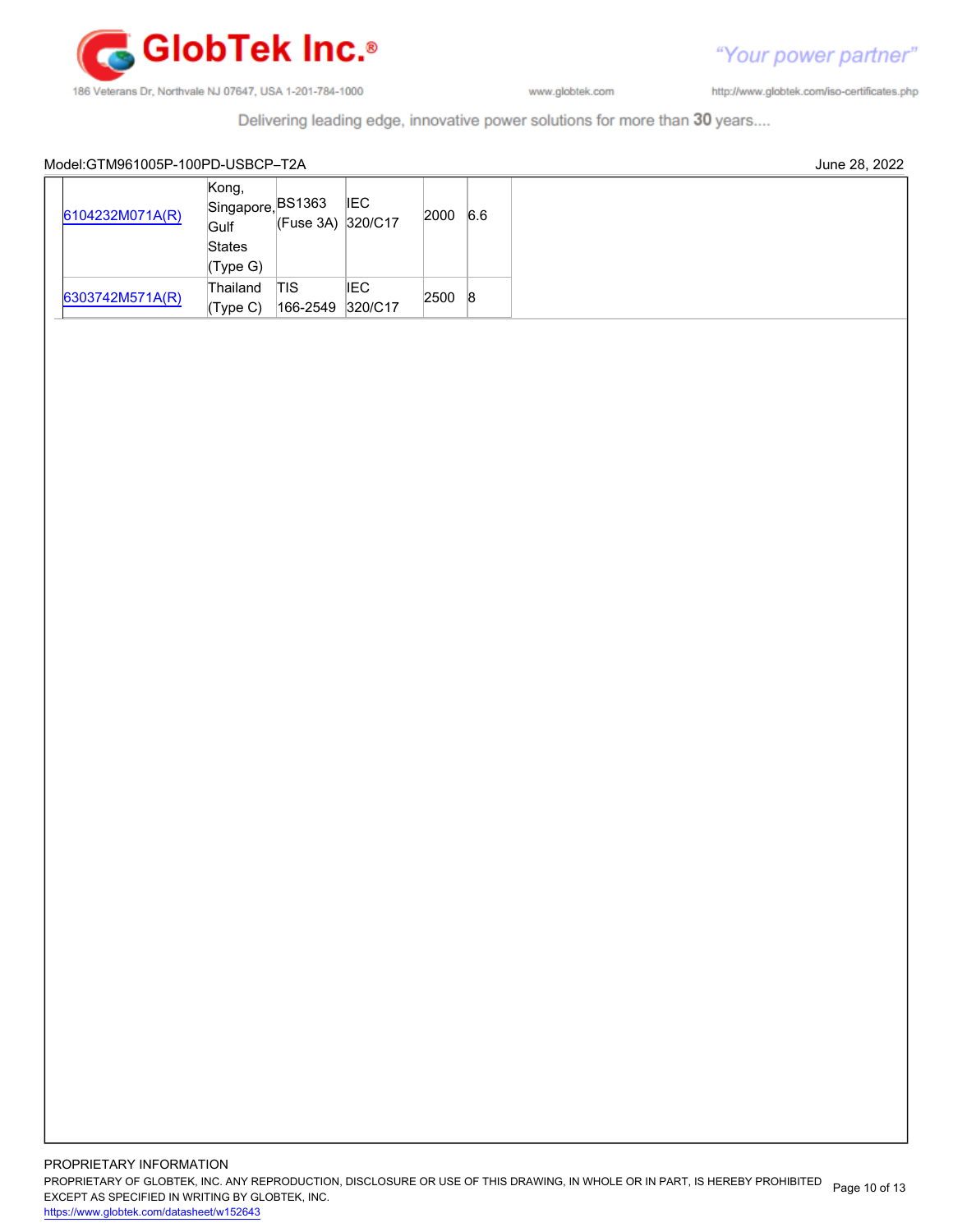Model:GTM961005P-100PD-USBCP–T2A June 28, 2022

| | | | | | |
|---|---|---|---|---|---|
| 6104232M071A(R) | Kong, Singapore, Gulf States (Type G) | BS1363 (Fuse 3A) | IEC 320/C17 | 2000 | 6.6 |
| 6303742M571A(R) | Thailand (Type C) | TIS 166-2549 | IEC 320/C17 | 2500 | 8 |

PROPRIETARY INFORMATION

PROPRIETARY OF GLOBTEK, INC. ANY REPRODUCTION, DISCLOSURE OR USE OF THIS DRAWING, IN WHOLE OR IN PART, IS HEREBY PROHIBITED EXCEPT AS SPECIFIED IN WRITING BY GLOBTEK, INC.

https://www.globtek.com/datasheet/w152643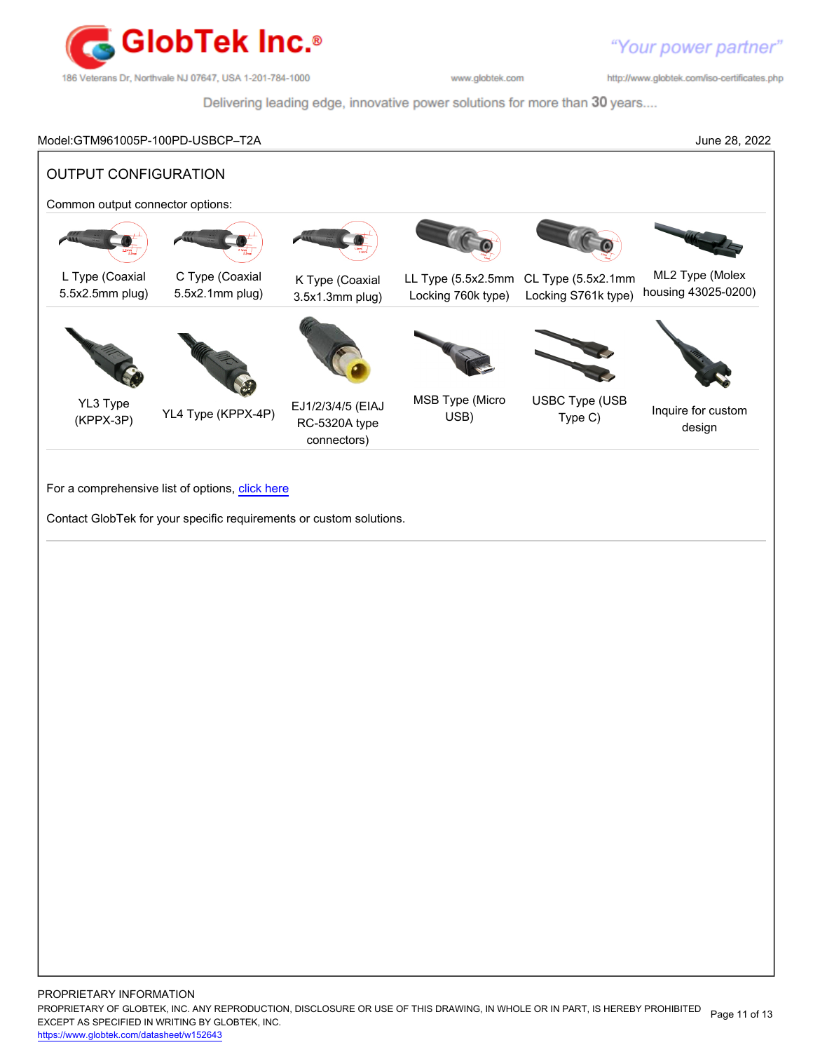Model:GTM961005P-100PD-USBCP–T2A June 28, 2022

## OUTPUT CONFIGURATION

Common output connector options:

| L Type (Coaxial 5.5x2.5mm plug) | C Type (Coaxial 5.5x2.1mm plug) | K Type (Coaxial 3.5x1.3mm plug) | LL Type (5.5x2.5mm Locking 760k type) | CL Type (5.5x2.1mm Locking S761k type) | ML2 Type (Molex housing 43025-0200) |
|---|---|---|---|---|---|
| YL3 Type (KPPX-3P) | YL4 Type (KPPX-4P) | EJ1/2/3/4/5 (EIAJ RC-5320A type connectors) | MSB Type (Micro USB) | USBC Type (USB Type C) | Inquire for custom design |

For a comprehensive list of options, [click here]()

Contact GlobTek for your specific requirements or custom solutions.

PROPRIETARY INFORMATION

PROPRIETARY OF GLOBTEK, INC. ANY REPRODUCTION, DISCLOSURE OR USE OF THIS DRAWING, IN WHOLE OR IN PART, IS HEREBY PROHIBITED EXCEPT AS SPECIFIED IN WRITING BY GLOBTEK, INC.

https://www.globtek.com/datasheet/w152643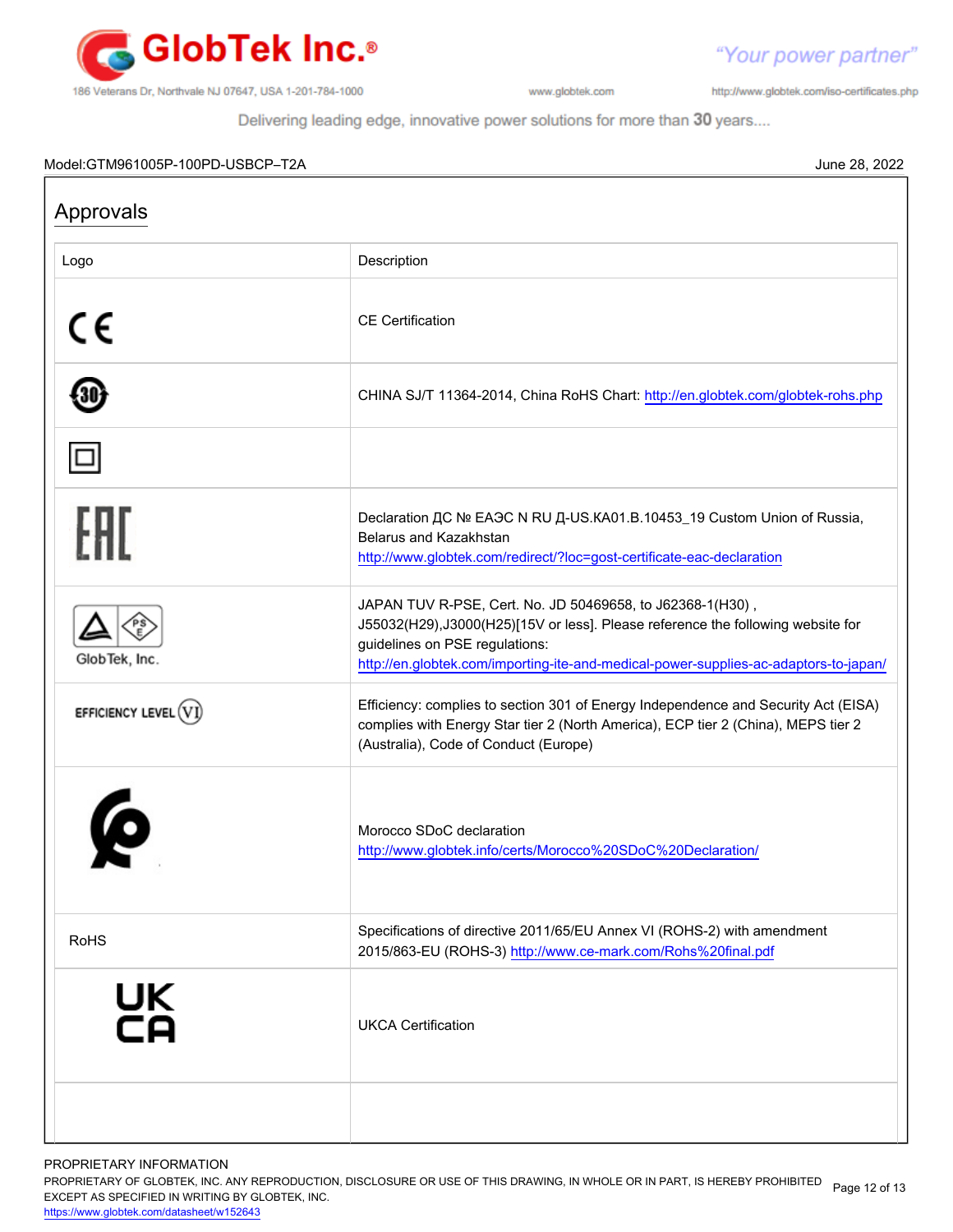Model:GTM961005P-100PD-USBCP–T2A

June 28, 2022

## Approvals

| Logo | Description |
|---|---|
| CE | CE Certification |
| 30 | CHINA SJ/T 11364-2014, China RoHS Chart: http://en.globtek.com/globtek-rohs.php |
| | |
| EAC | Declaration ДС № ЕАЭС N RU Д-US.KA01.B.10453_19 Custom Union of Russia, Belarus and Kazakhstan http://www.globtek.com/redirect/?loc=gost-certificate-eac-declaration |
| PSE GlobTek, Inc. | JAPAN TUV R-PSE, Cert. No. JD 50469658, to J62368-1(H30) , J55032(H29),J3000(H25)[15V or less]. Please reference the following website for guidelines on PSE regulations: http://en.globtek.com/importing-ite-and-medical-power-supplies-ac-adaptors-to-japan/ |
| EFFICIENCY LEVEL VI | Efficiency: complies to section 301 of Energy Independence and Security Act (EISA) complies with Energy Star tier 2 (North America), ECP tier 2 (China), MEPS tier 2 (Australia), Code of Conduct (Europe) |
| | Morocco SDoC declaration http://www.globtek.info/certs/Morocco%20SDoC%20Declaration/ |
| RoHS | Specifications of directive 2011/65/EU Annex VI (ROHS-2) with amendment 2015/863-EU (ROHS-3) http://www.ce-mark.com/Rohs%20final.pdf |
| UK CA | UKCA Certification |
| | |

PROPRIETARY INFORMATION
PROPRIETARY OF GLOBTEK, INC. ANY REPRODUCTION, DISCLOSURE OR USE OF THIS DRAWING, IN WHOLE OR IN PART, IS HEREBY PROHIBITED EXCEPT AS SPECIFIED IN WRITING BY GLOBTEK, INC.
https://www.globtek.com/datasheet/w152643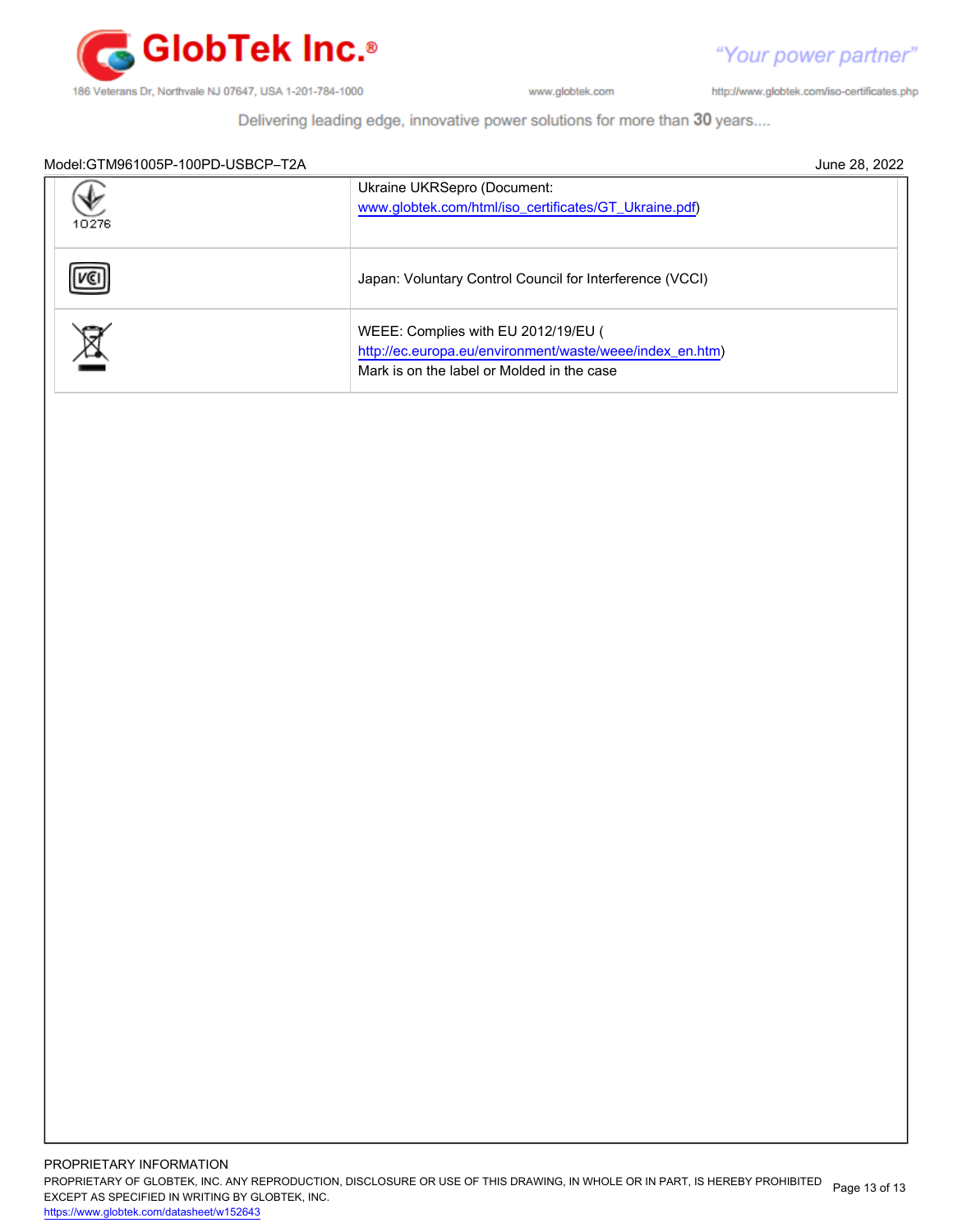| | |
|---|---|
| 10276 | Ukraine UKRSepro (Document: www.globtek.com/html/iso_certificates/GT_Ukraine.pdf) |
| | Japan: Voluntary Control Council for Interference (VCCI) |
| | WEEE: Complies with EU 2012/19/EU ( http://ec.europa.eu/environment/waste/weee/index_en.htm) Mark is on the label or Molded in the case |